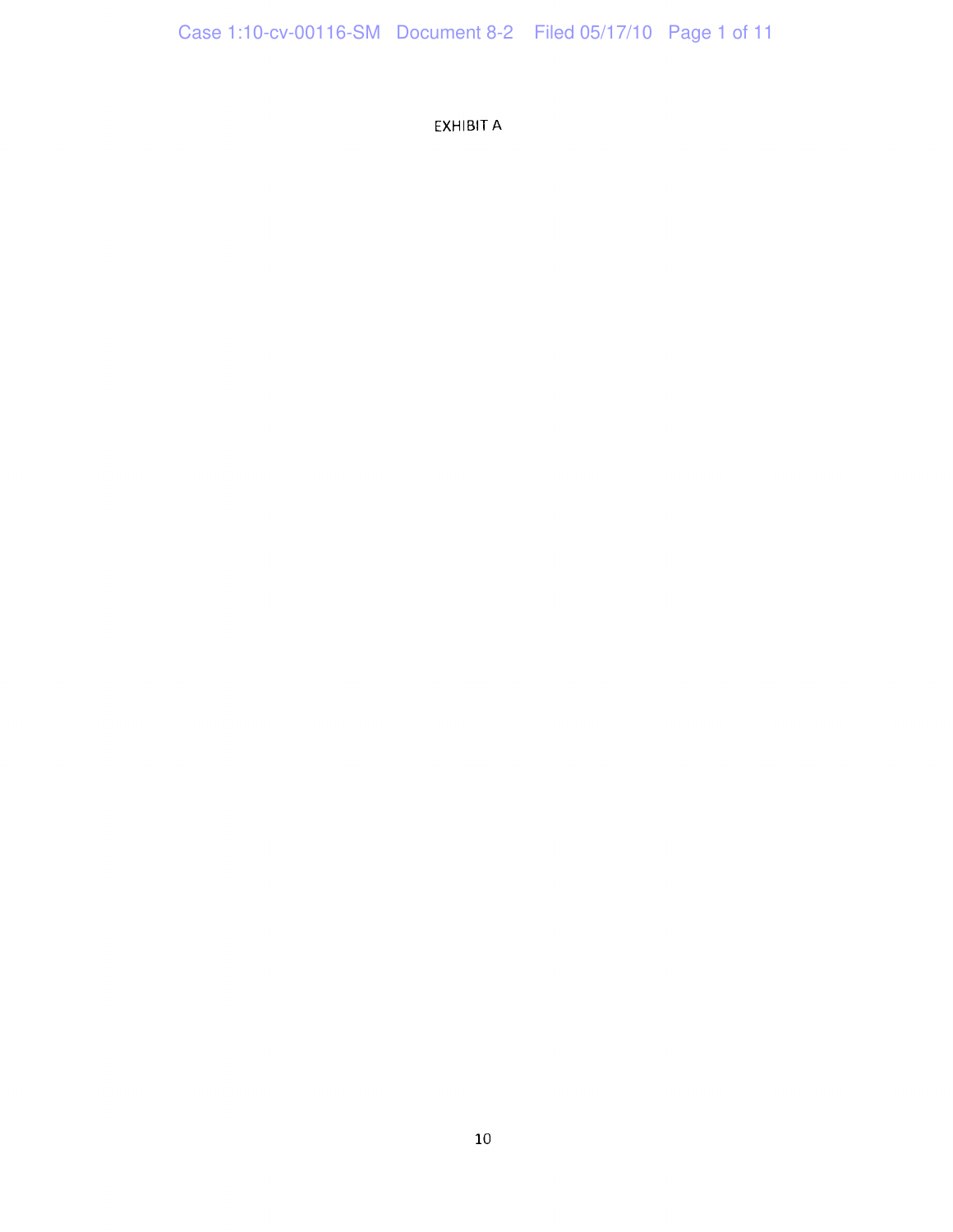EXHIBIT A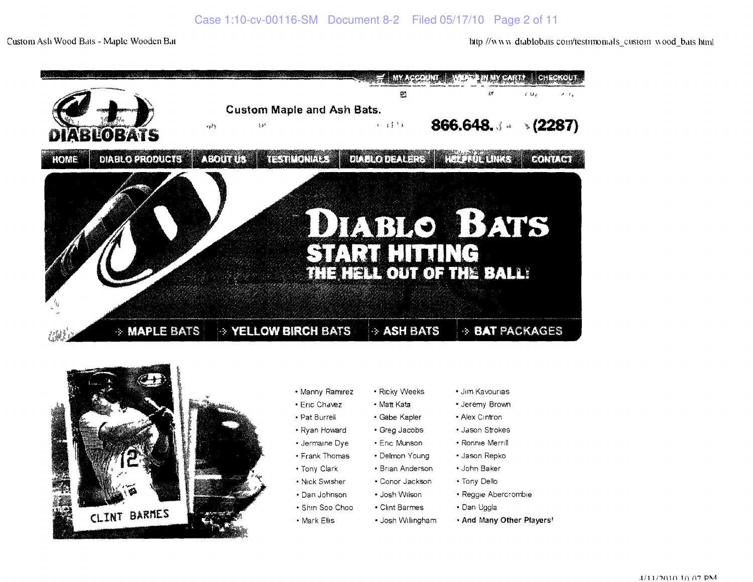Custom Ash Wood Bats - Maple Wooden Bat

http //www diablobats com/testimonials_custom wood_bats html

MY ACCOUNT | WHAT'S IN MY CART? | CHECKOUT

DIABLOBATS

Custom Maple and Ash Bats.

866.648. (2287)

HOME | DIABLO PRODUCTS | ABOUT US | TESTIMONIALS | DIABLO DEALERS | HELPFUL LINKS | CONTACT

# DIABLO BATS

## START HITTING

### THE HELL OUT OF THE BALL!

MAPLE BATS | YELLOW BIRCH BATS | ASH BATS | BAT PACKAGES

CLINT BARMES

- Manny Ramirez
- Eric Chavez
- Pat Burrell
- Ryan Howard
- Jermaine Dye
- Frank Thomas
- Tony Clark
- Nick Swisher
- Dan Johnson
- Shin Soo Choo
- Mark Ellis
- Ricky Weeks
- Matt Kata
- Gabe Kapler
- Greg Jacobs
- Eric Munson
- Delmon Young
- Brian Anderson
- Conor Jackson
- Josh Wilson
- Clint Barmes
- Josh Willingham
- Jim Kavourias
- Jeremy Brown
- Alex Cintron
- Jason Strokes
- Ronnie Merrill
- Jason Repko
- John Baker
- Tony Dello
- Reggie Abercrombie
- Dan Uggla
- **And Many Other Players!**

4/11/2010 10 07 PM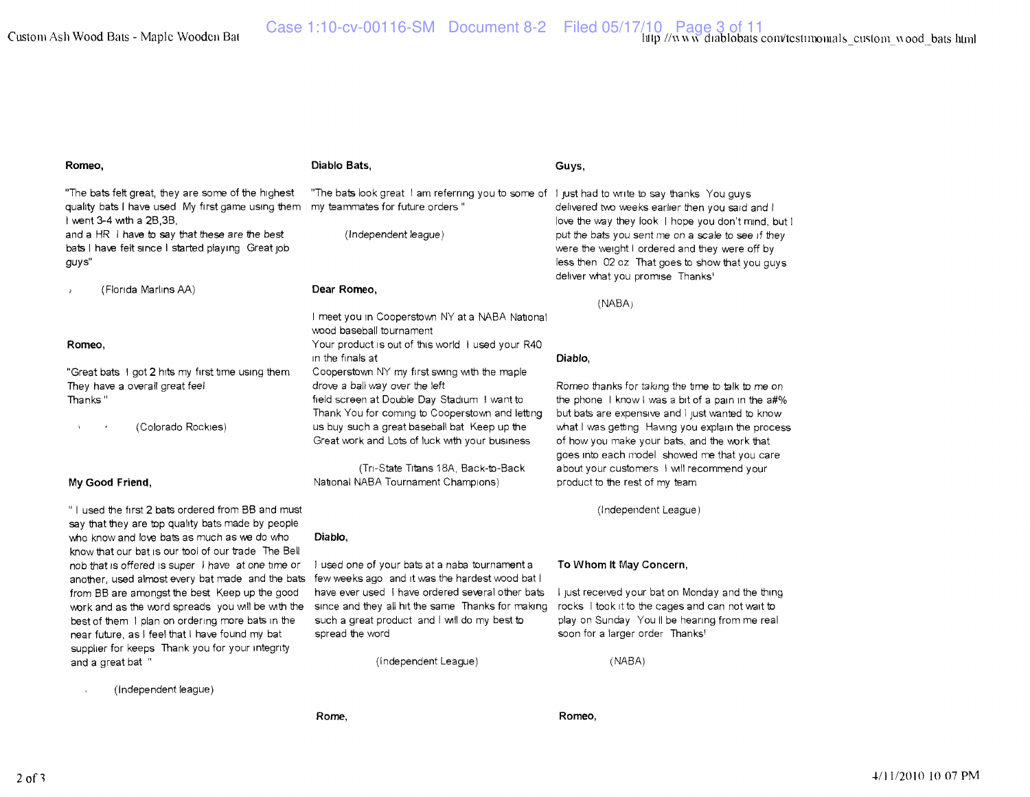**Romeo,**

"The bats felt great, they are some of the highest quality bats I have used My first game using them I went 3-4 with a 2B,3B, and a HR I have to say that these are the best bats I have felt since I started playing Great job guys"

(Florida Marlins AA)

**Romeo,**

"Great bats I got 2 hits my first time using them They have a overall great feel Thanks "

(Colorado Rockies)

**My Good Friend,**

" I used the first 2 bats ordered from BB and must say that they are top quality bats made by people who know and love bats as much as we do who know that our bat is our tool of our trade The Bell nob that is offered is super I have at one time or another, used almost every bat made and the bats from BB are amongst the best Keep up the good work and as the word spreads you will be with the best of them I plan on ordering more bats in the near future, as I feel that I have found my bat supplier for keeps Thank you for your integrity and a great bat "

(Independent league)

**Diablo Bats,**

"The bats look great I am referring you to some of my teammates for future orders "

(Independent league)

**Dear Romeo,**

I meet you in Cooperstown NY at a NABA National wood baseball tournament
Your product is out of this world I used your R40 in the finals at
Cooperstown NY my first swing with the maple drove a ball way over the left
field screen at Double Day Stadium I want to Thank You for coming to Cooperstown and letting us buy such a great baseball bat Keep up the Great work and Lots of luck with your business

(Tri-State Titans 18A, Back-to-Back National NABA Tournament Champions)

**Diablo,**

I used one of your bats at a naba tournament a few weeks ago and it was the hardest wood bat I have ever used I have ordered several other bats since and they all hit the same Thanks for making such a great product and I will do my best to spread the word

(Independent League)

**Rome,**

**Guys,**

I just had to write to say thanks You guys delivered two weeks earlier then you said and I love the way they look I hope you don't mind, but I put the bats you sent me on a scale to see if they were the weight I ordered and they were off by less then 02 oz That goes to show that you guys deliver what you promise Thanks!

(NABA)

**Diablo,**

*Romeo thanks for taking the time to talk to me on the phone* I know I was a bit of a pain in the a#% but bats are expensive and I just wanted to know what I was getting Having you explain the process of how you make your bats, and the work that goes into each model showed me that you care about your customers I will recommend your product to the rest of my team

(Independent League)

**To Whom It May Concern,**

I just received your bat on Monday and the thing rocks I took it to the cages and can not wait to play on Sunday You ll be hearing from me real soon for a larger order Thanks!

(NABA)

**Romeo,**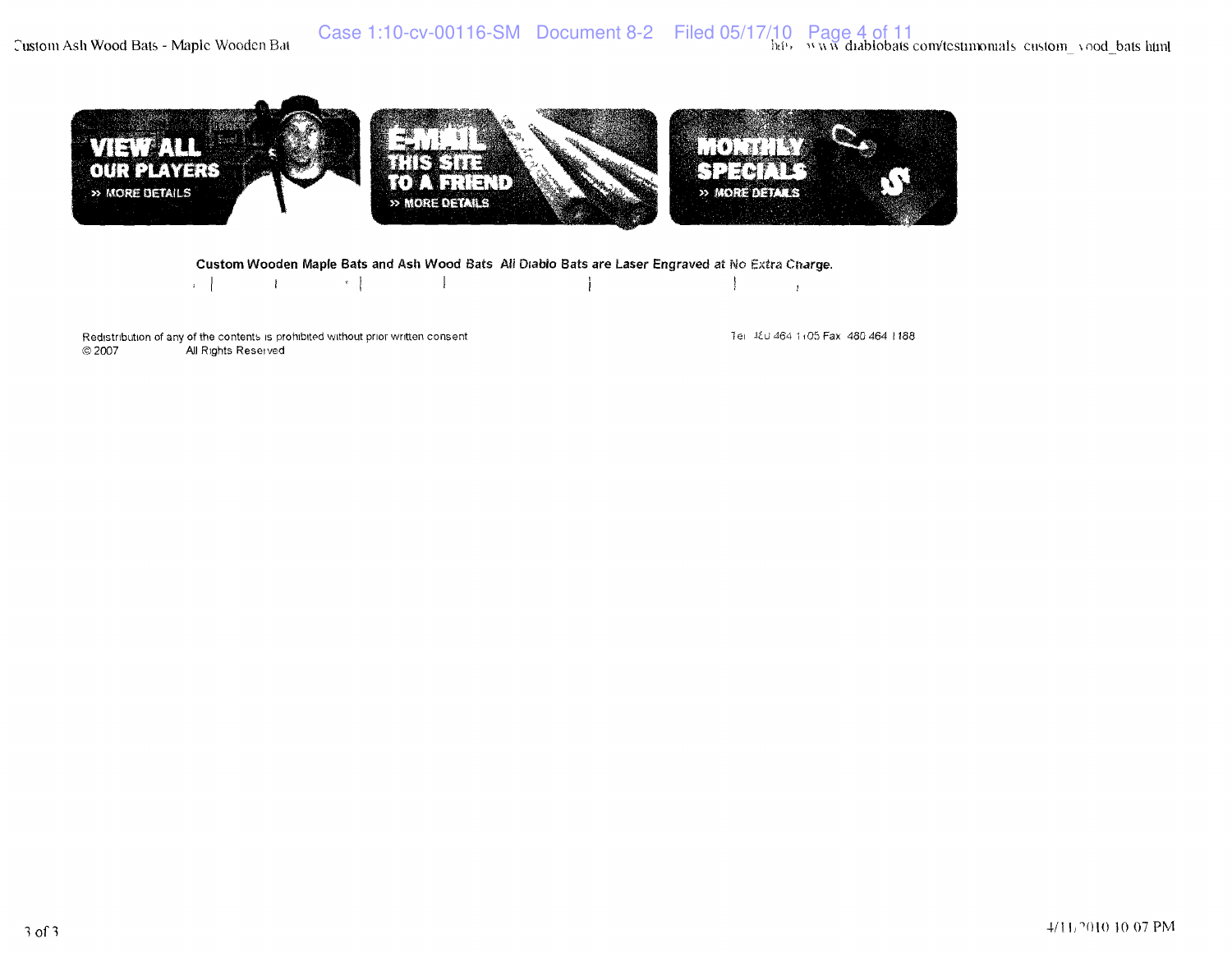VIEW ALL OUR PLAYERS
» MORE DETAILS

E-MAIL THIS SITE TO A FRIEND
» MORE DETAILS

MONTHLY SPECIALS
» MORE DETAILS

**Custom Wooden Maple Bats and Ash Wood Bats All Diablo Bats are Laser Engraved at No Extra Charge.**

Redistribution of any of the contents is prohibited without prior written consent
© 2007 All Rights Reserved

Tel 480 464 1105 Fax 480 464 1188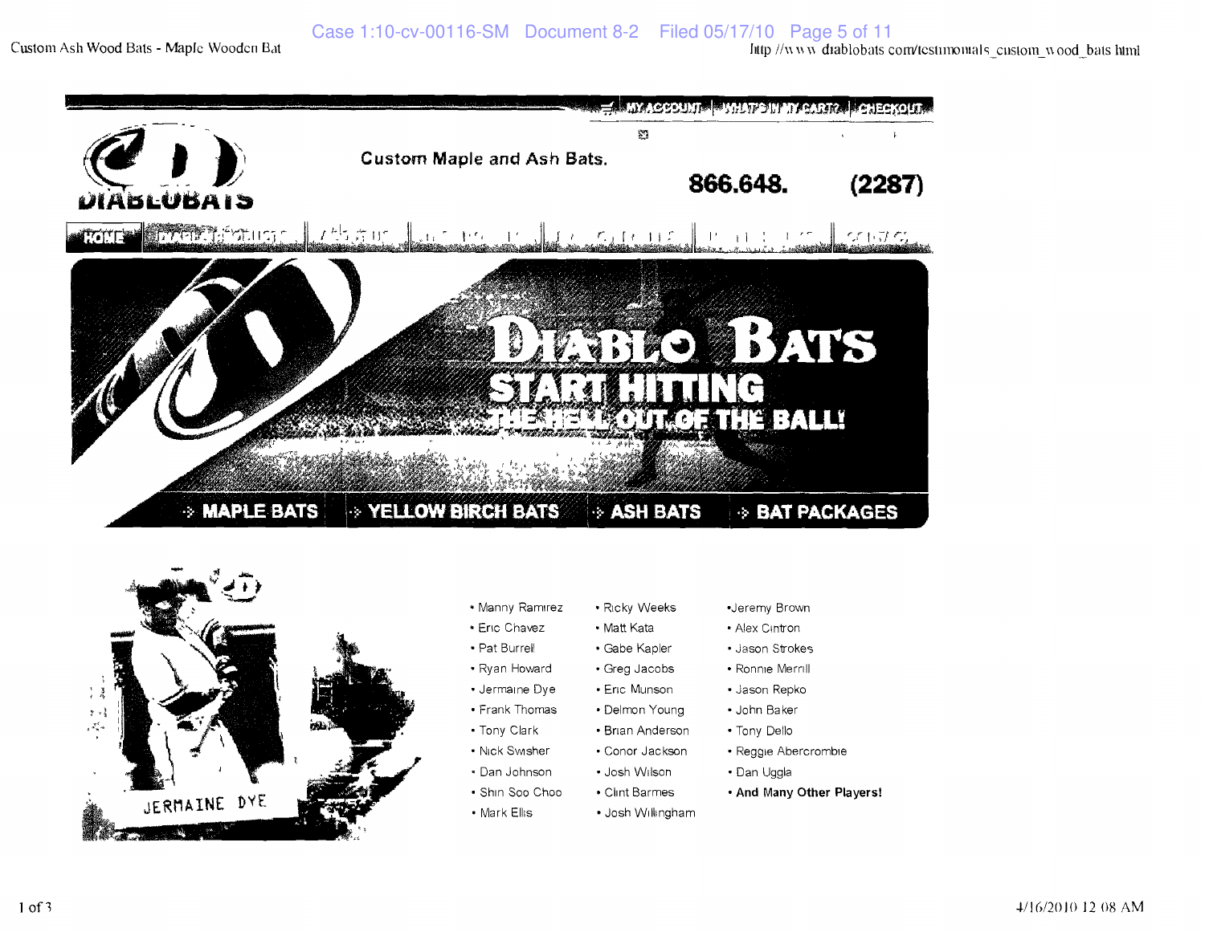Custom Maple and Ash Bats.

866.648. (2287)

MY ACCOUNT | WHAT'S IN MY CART? | CHECKOUT

HOME

# DIABLO BATS

## START HITTING THE HELL OUT OF THE BALL!

MAPLE BATS | YELLOW BIRCH BATS | ASH BATS | BAT PACKAGES

JERMAINE DYE

- Manny Ramirez
- Eric Chavez
- Pat Burrell
- Ryan Howard
- Jermaine Dye
- Frank Thomas
- Tony Clark
- Nick Swisher
- Dan Johnson
- Shin Soo Choo
- Mark Ellis
- Ricky Weeks
- Matt Kata
- Gabe Kapler
- Greg Jacobs
- Eric Munson
- Delmon Young
- Brian Anderson
- Conor Jackson
- Josh Wilson
- Clint Barmes
- Josh Willingham
- Jeremy Brown
- Alex Cintron
- Jason Strokes
- Ronnie Merrill
- Jason Repko
- John Baker
- Tony Dello
- Reggie Abercrombie
- Dan Uggla
- **And Many Other Players!**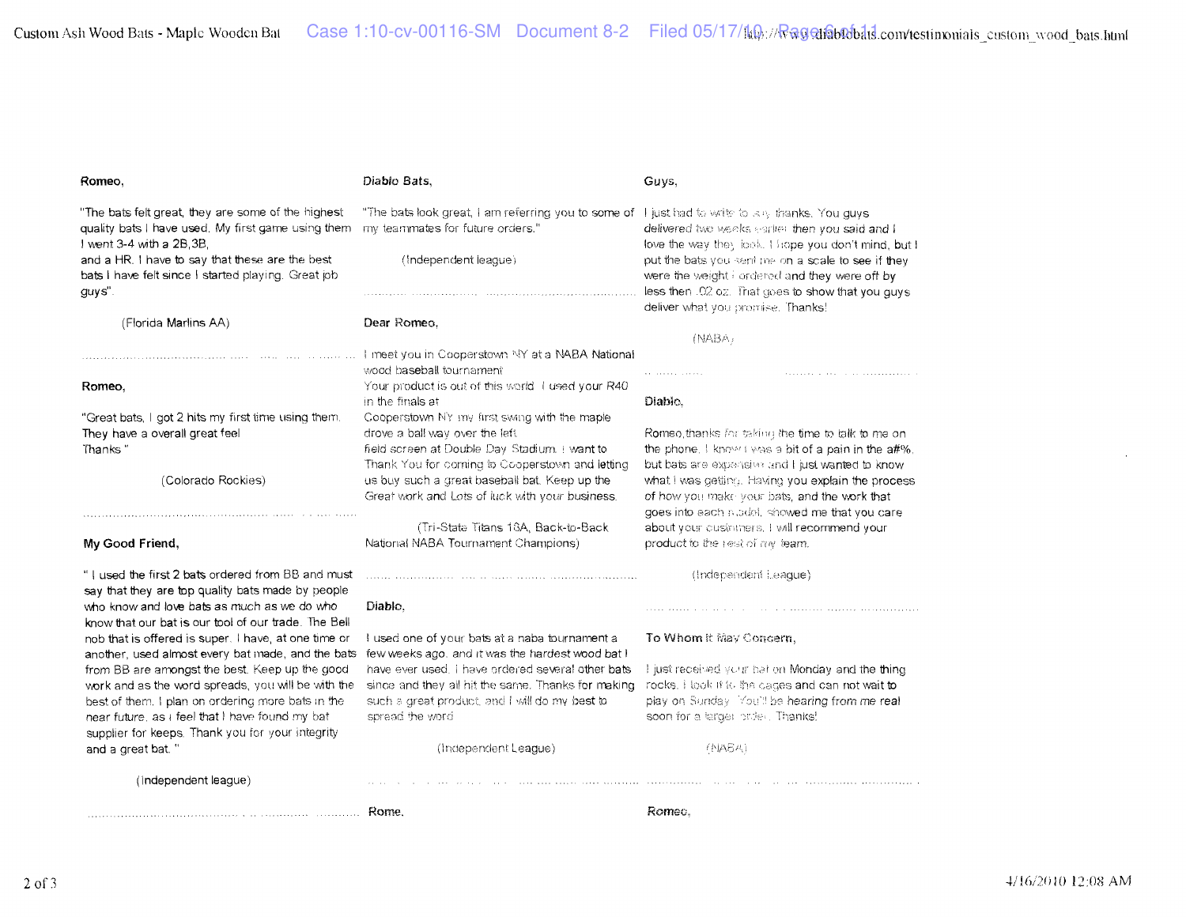**Romeo,**

"The bats felt great, they are some of the highest quality bats I have used. My first game using them I went 3-4 with a 2B,3B,
and a HR. I have to say that these are the best bats I have felt since I started playing. Great job guys".

(Florida Marlins AA)

---

**Romeo,**

"Great bats, I got 2 hits my first time using them. They have a overall great feel
Thanks "

(Colorado Rockies)

---

**My Good Friend,**

" I used the first 2 bats ordered from BB and must say that they are top quality bats made by people who know and love bats as much as we do who know that our bat is our tool of our trade. The Bell nob that is offered is super. I have, at one time or another, used almost every bat made, and the bats from BB are amongst the best. Keep up the good work and as the word spreads, you will be with the best of them. I plan on ordering more bats in the near future, as i feel that I have found my bat supplier for keeps. Thank you for your integrity and a great bat. "

(Independent league)

---

***Diablo Bats,***

"The bats look great, I am referring you to some of my teammates for future orders."

(Independent league)

---

**Dear Romeo,**

I meet you in Cooperstown NY at a NABA National wood baseball tournament
Your product is out of this world. I used your R40 in the finals at
Cooperstown NY my first swing with the maple drove a ball way over the left
field screen at Double Day Stadium. I want to Thank You for coming to Cooperstown and letting us buy such a great baseball bat. Keep up the Great work and Lots of luck with your business.

(Tri-State Titans 18A, Back-to-Back National NABA Tournament Champions)

---

**Diablo,**

I used one of your bats at a naba tournament a few weeks ago. and it was the hardest wood bat I have ever used. I have ordered several other bats since and they all hit the same. Thanks for making such a great product. and I will do my best to spread the word

(Independent League)

---

**Rome,**

**Guys,**

I just had to write to say thanks. You guys delivered two weeks earlier then you said and I love the way they look. I hope you don't mind, but I put the bats you sent me on a scale to see if they were the weight I ordered and they were off by less then .02 oz. That goes to show that you guys deliver what you promise. Thanks!

(NABA)

---

**Diablo,**

Romeo,thanks for taking the time to talk to me on the phone. I know I was a bit of a pain in the a#%, but bats are expensive and I just wanted to know what I was getting. Having you explain the process of how you make your bats, and the work that goes into each model, showed me that you care about your customers. I will recommend your product to the rest of my team.

(Independent League)

---

**To Whom it May Concern,**

I just received your bat on Monday and the thing rocks. I took it to the cages and can not wait to play on Sunday. You'll be hearing from me real soon for a larger order. Thanks!

(NABA)

---

**Romeo,**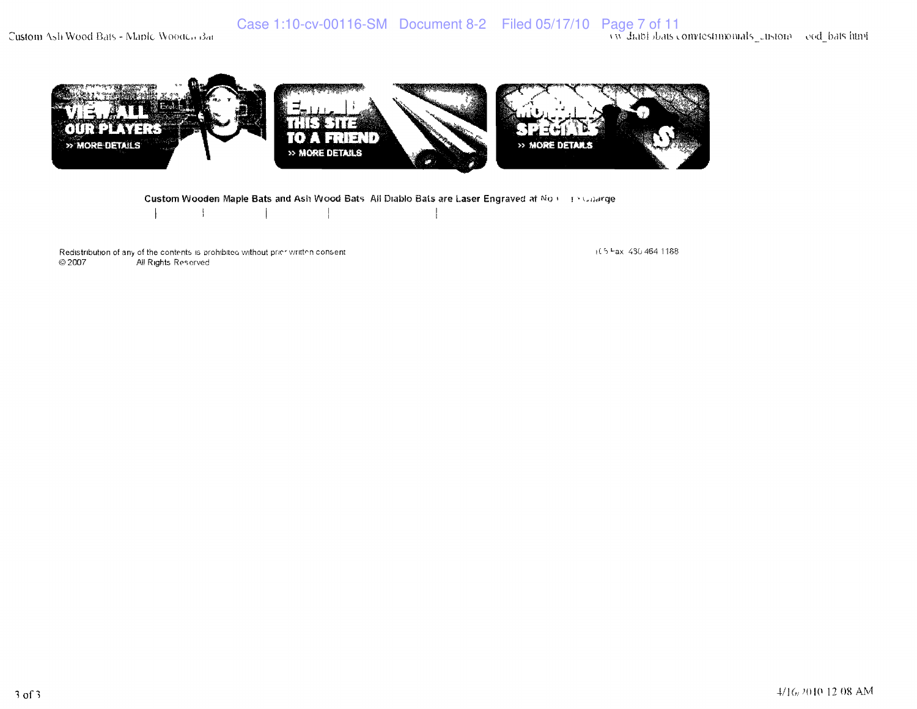VIEW ALL OUR PLAYERS
» MORE DETAILS

E-MAIL THIS SITE TO A FRIEND
» MORE DETAILS

MONTHLY SPECIALS
» MORE DETAILS

**Custom Wooden Maple Bats and Ash Wood Bats All Diablo Bats are Laser Engraved at No Charge**

| | | | |

Redistribution of any of the contents is prohibited without prior written consent
© 2007 All Rights Reserved

Fax 430 464 1188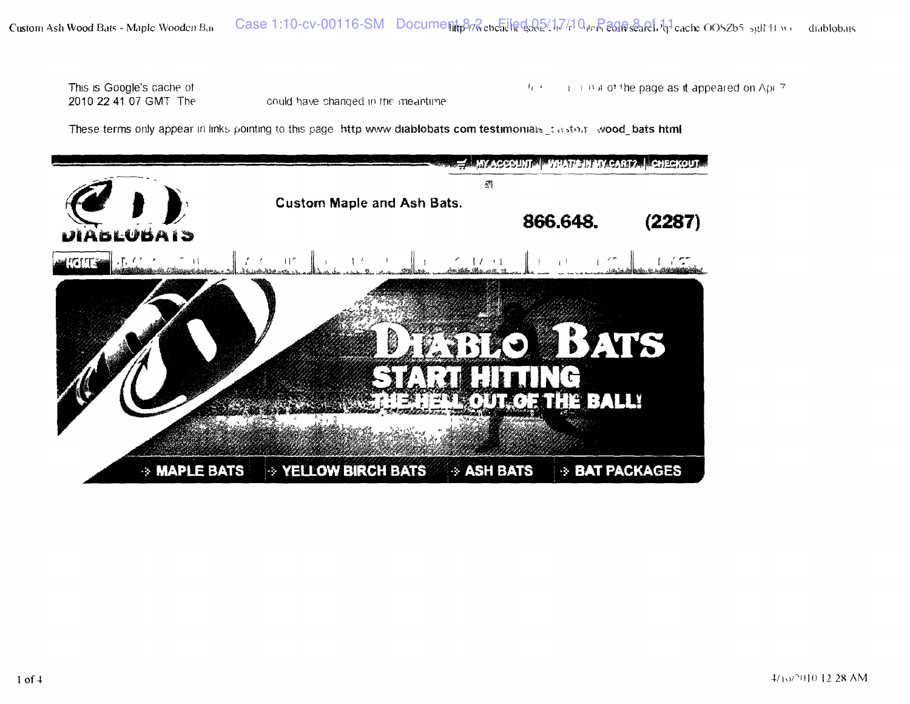This is Google's cache of ... of the page as it appeared on Apr 7 2010 22 41 07 GMT The ... could have changed in the meantime

These terms only appear in links pointing to this page **http www diablobats com testimonials_custom wood_bats html**

MY ACCOUNT | WHAT'S IN MY CART? | CHECKOUT

DIABLOBATS

**Custom Maple and Ash Bats.**

**866.648. (2287)**

HOME

**DIABLO BATS**

**START HITTING**

**THE HELL OUT OF THE BALL!**

**MAPLE BATS** | **YELLOW BIRCH BATS** | **ASH BATS** | **BAT PACKAGES**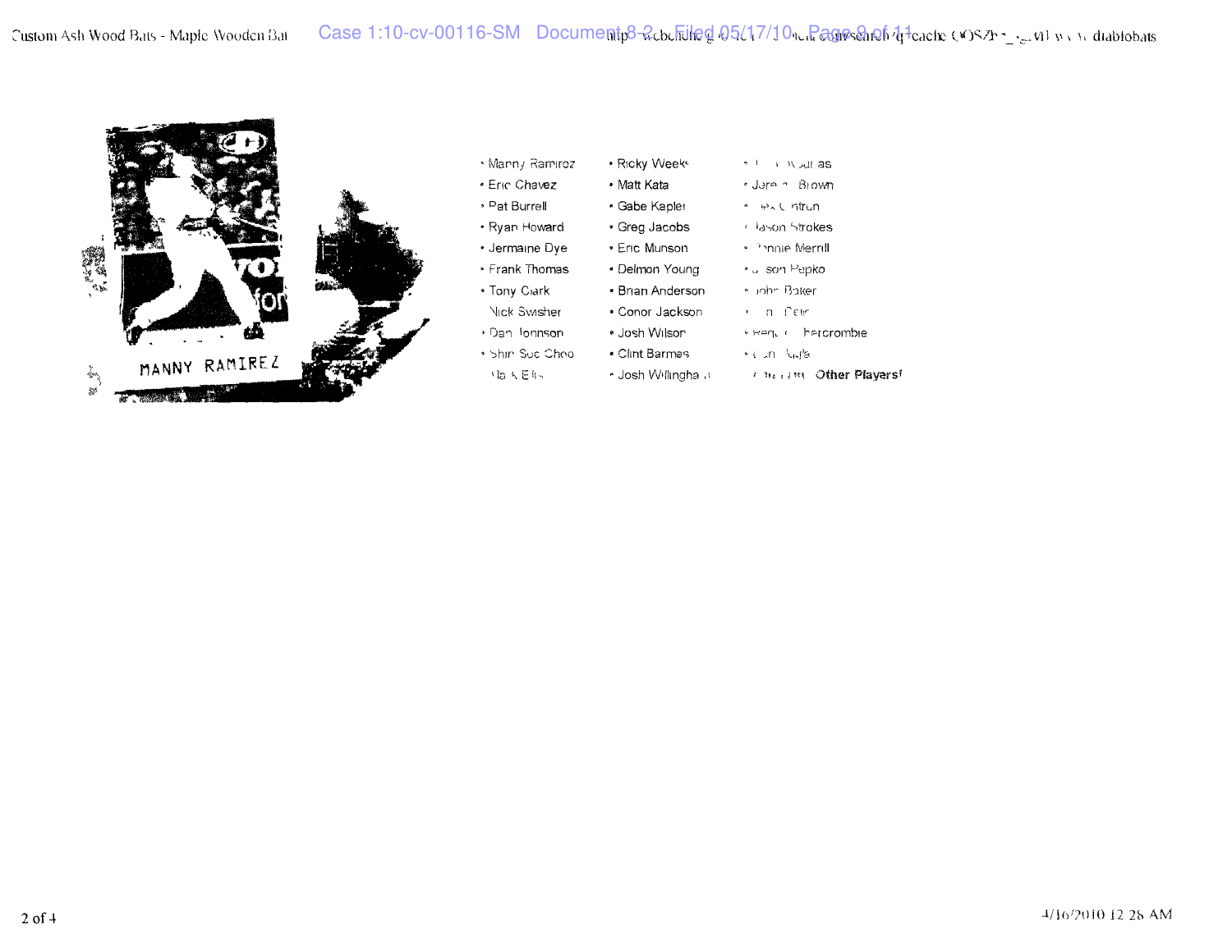MANNY RAMIREZ

- Manny Ramirez
- Eric Chavez
- Pat Burrell
- Ryan Howard
- Jermaine Dye
- Frank Thomas
- Tony Clark
- Nick Swisher
- Dan Johnson
- Shin Soo Choo
- Mark Ellis
- Ricky Weeks
- Matt Kata
- Gabe Kapler
- Greg Jacobs
- Eric Munson
- Delmon Young
- Brian Anderson
- Conor Jackson
- Josh Wilson
- Clint Barmes
- Josh Willingham
- ... Douglas
- Jeremy Brown
- Alex Cintron
- Jason Strokes
- Donnie Merrill
- Jason Pepko
- John Baker
- ... Peter
- Reggie Abercrombie
- ... Huja
- ... **Other Players!**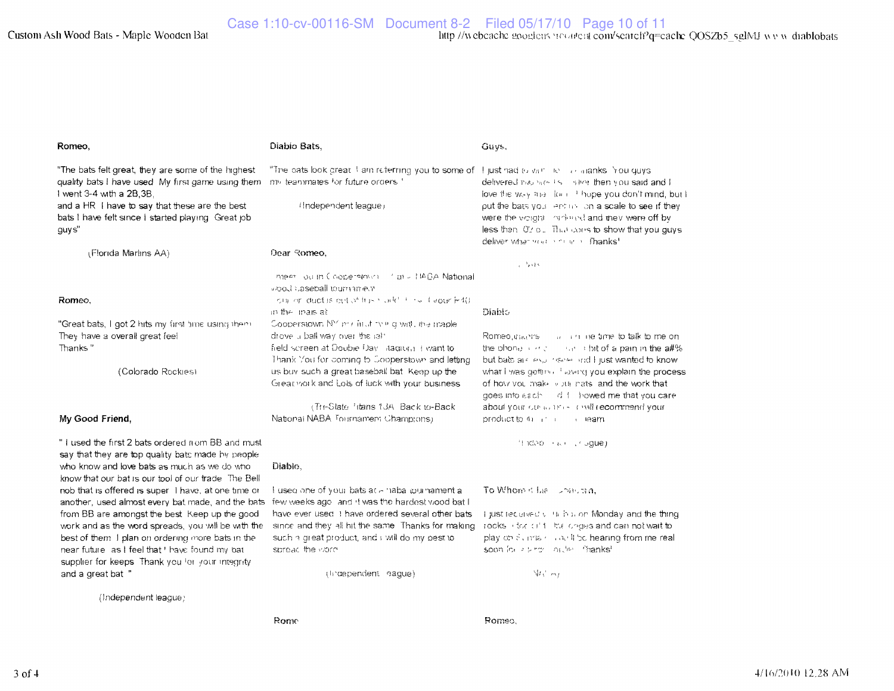Romeo,

"The bats felt great, they are some of the highest quality bats I have used My first game using them I went 3-4 with a 2B,3B, and a HR I have to say that these are the best bats I have felt since I started playing Great job guys"

(Florida Marlins AA)

Romeo,

"Great bats, I got 2 hits my first time using them They have a overall great feel Thanks "

(Colorado Rockies)

My Good Friend,

" I used the first 2 bats ordered from BB and must say that they are top quality bats made by people who know and love bats as much as we do who know that our bat is our tool of our trade The Bell nob that is offered is super I have, at one time or another, used almost every bat made, and the bats from BB are amongst the best Keep up the good work and as the word spreads, you will be with the best of them I plan on ordering more bats in the near future as I feel that I have found my bat supplier for keeps Thank you for your integrity and a great bat "

(Independent league)

Diablo Bats,

"The bats look great I am referring you to some of my teammates for future orders "

(Independent league)

Dear Romeo,

I meet you in Cooperstown at a NABA National wood baseball tournament your product is out of this world I used your R40 in the finals at Cooperstown NY my first swing with the maple drove a ball way over the left field screen at Double Day stadium I want to Thank You for coming to Cooperstown and letting us buy such a great baseball bat Keep up the Great work and Lots of luck with your business

(Tri-State Titans 18A Back to-Back National NABA Tournament Champions)

Diablo,

I used one of your bats at a naba tournament a few weeks ago and it was the hardest wood bat I have ever used I have ordered several other bats since and they all hit the same Thanks for making such a great product, and I will do my best to spread the word

(Independent league)

Romo

Guys,

I just had to write to say thanks You guys delivered my bats faster then you said and I love the way they look I hope you don't mind, but I put the bats you sent me on a scale to see if they were the weight I ordered and they were off by less then .02 oz That goes to show that you guys deliver what you promise Thanks!

Diablo

Romeo, thanks for taking the time to talk to me on the phone I know I was a bit of a pain in the a#% but bats are expensive and I just wanted to know what I was getting Having you explain the process of how you make your bats and the work that goes into each bat showed me that you care about your customers I will recommend your product to the rest of my team

(Independent League)

To Whom it May Concern,

I just received my bat on Monday and the thing rocks Looks great, can not wait to play on Sunday You'll be hearing from me real soon for a larger order Thanks!

Romeo,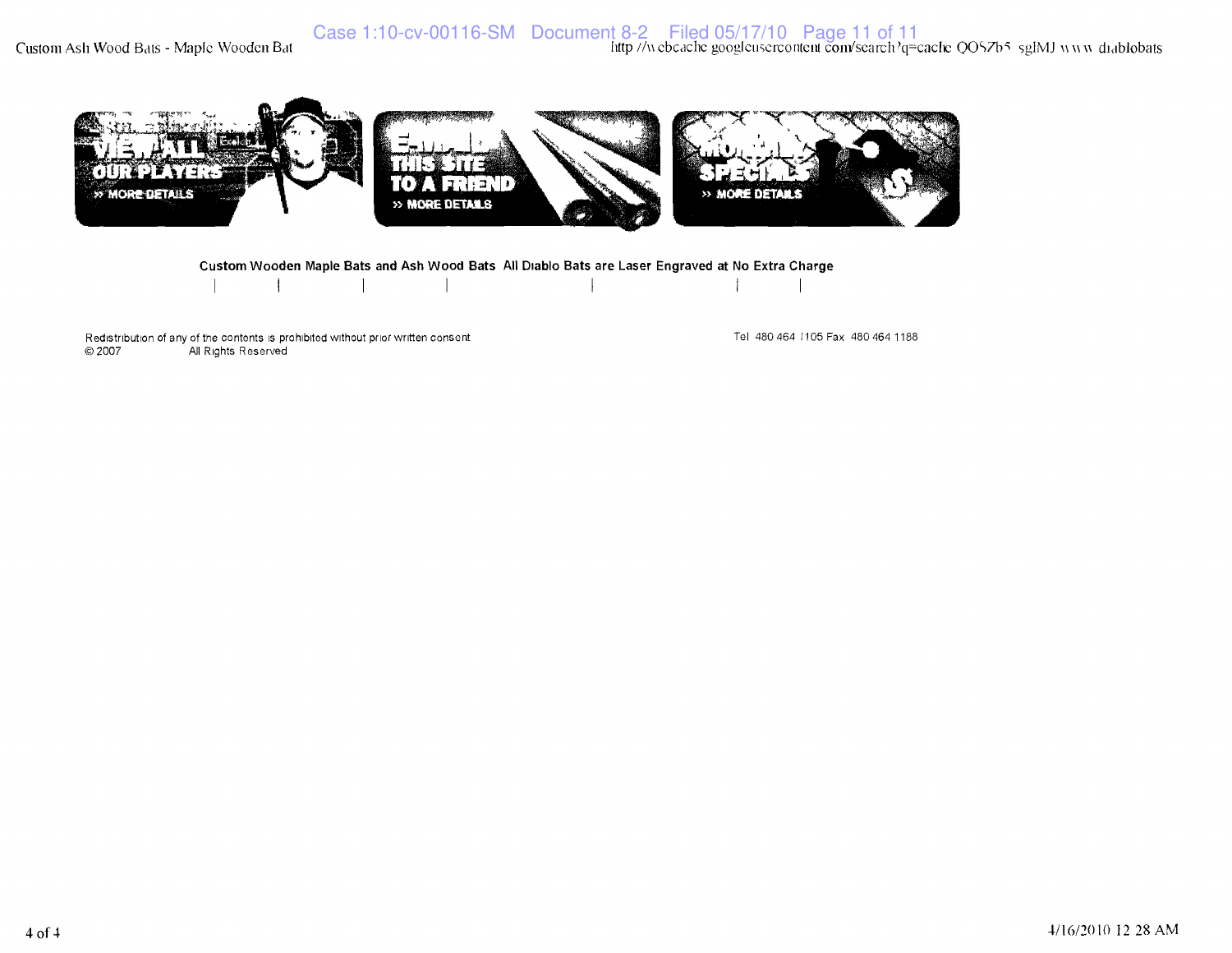VIEW ALL OUR PLAYERS
» MORE DETAILS

E-MAIL THIS SITE TO A FRIEND
» MORE DETAILS

MONTHLY SPECIALS
» MORE DETAILS

Custom Wooden Maple Bats and Ash Wood Bats All Diablo Bats are Laser Engraved at No Extra Charge

| | | | | | |

Redistribution of any of the contents is prohibited without prior written consent
© 2007 All Rights Reserved

Tel 480 464 1105 Fax 480 464 1188